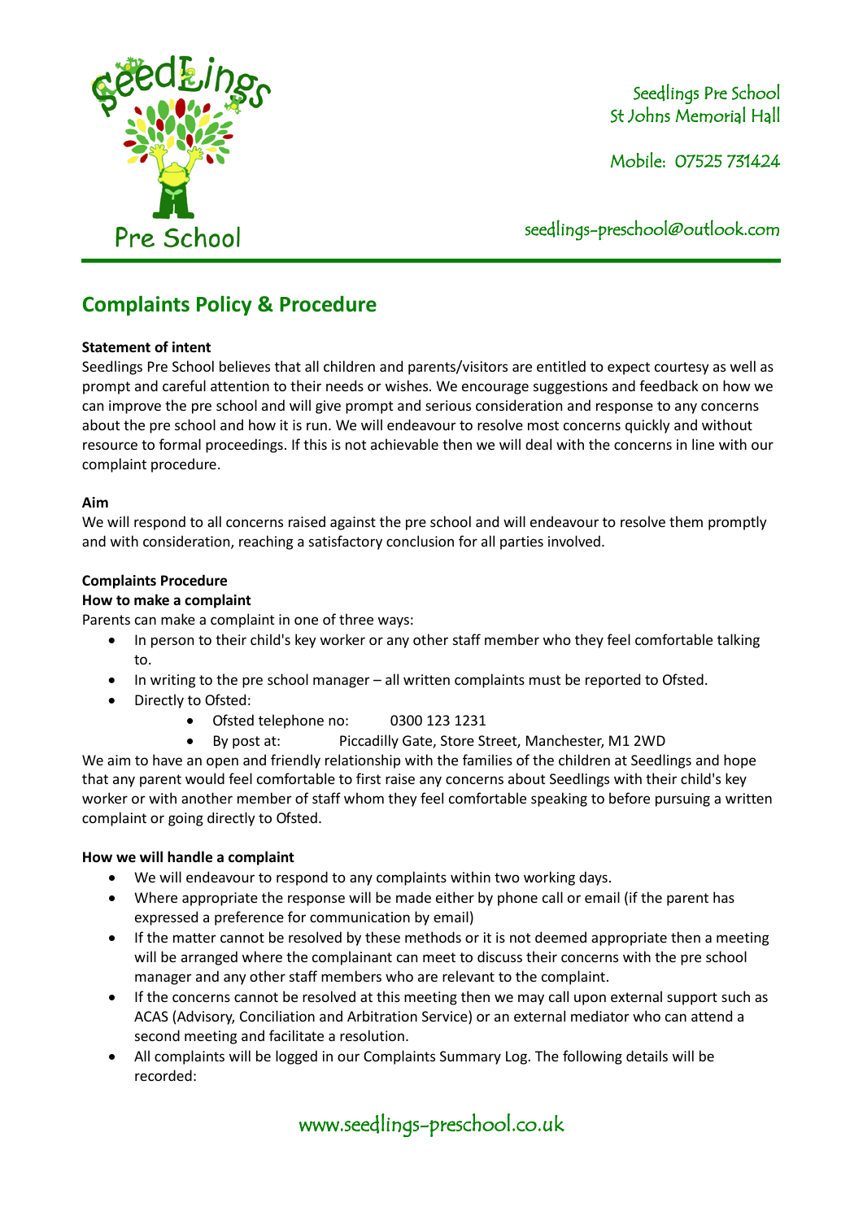Seedlings Pre School
St Johns Memorial Hall

Mobile: 07525 731424

seedlings-preschool@outlook.com

## Complaints Policy & Procedure

**Statement of intent**

Seedlings Pre School believes that all children and parents/visitors are entitled to expect courtesy as well as prompt and careful attention to their needs or wishes. We encourage suggestions and feedback on how we can improve the pre school and will give prompt and serious consideration and response to any concerns about the pre school and how it is run. We will endeavour to resolve most concerns quickly and without resource to formal proceedings. If this is not achievable then we will deal with the concerns in line with our complaint procedure.

**Aim**

We will respond to all concerns raised against the pre school and will endeavour to resolve them promptly and with consideration, reaching a satisfactory conclusion for all parties involved.

**Complaints Procedure**

**How to make a complaint**

Parents can make a complaint in one of three ways:

- In person to their child's key worker or any other staff member who they feel comfortable talking to.
- In writing to the pre school manager – all written complaints must be reported to Ofsted.
- Directly to Ofsted:
  - Ofsted telephone no: 0300 123 1231
  - By post at: Piccadilly Gate, Store Street, Manchester, M1 2WD

We aim to have an open and friendly relationship with the families of the children at Seedlings and hope that any parent would feel comfortable to first raise any concerns about Seedlings with their child's key worker or with another member of staff whom they feel comfortable speaking to before pursuing a written complaint or going directly to Ofsted.

**How we will handle a complaint**

- We will endeavour to respond to any complaints within two working days.
- Where appropriate the response will be made either by phone call or email (if the parent has expressed a preference for communication by email)
- If the matter cannot be resolved by these methods or it is not deemed appropriate then a meeting will be arranged where the complainant can meet to discuss their concerns with the pre school manager and any other staff members who are relevant to the complaint.
- If the concerns cannot be resolved at this meeting then we may call upon external support such as ACAS (Advisory, Conciliation and Arbitration Service) or an external mediator who can attend a second meeting and facilitate a resolution.
- All complaints will be logged in our Complaints Summary Log. The following details will be recorded:

www.seedlings-preschool.co.uk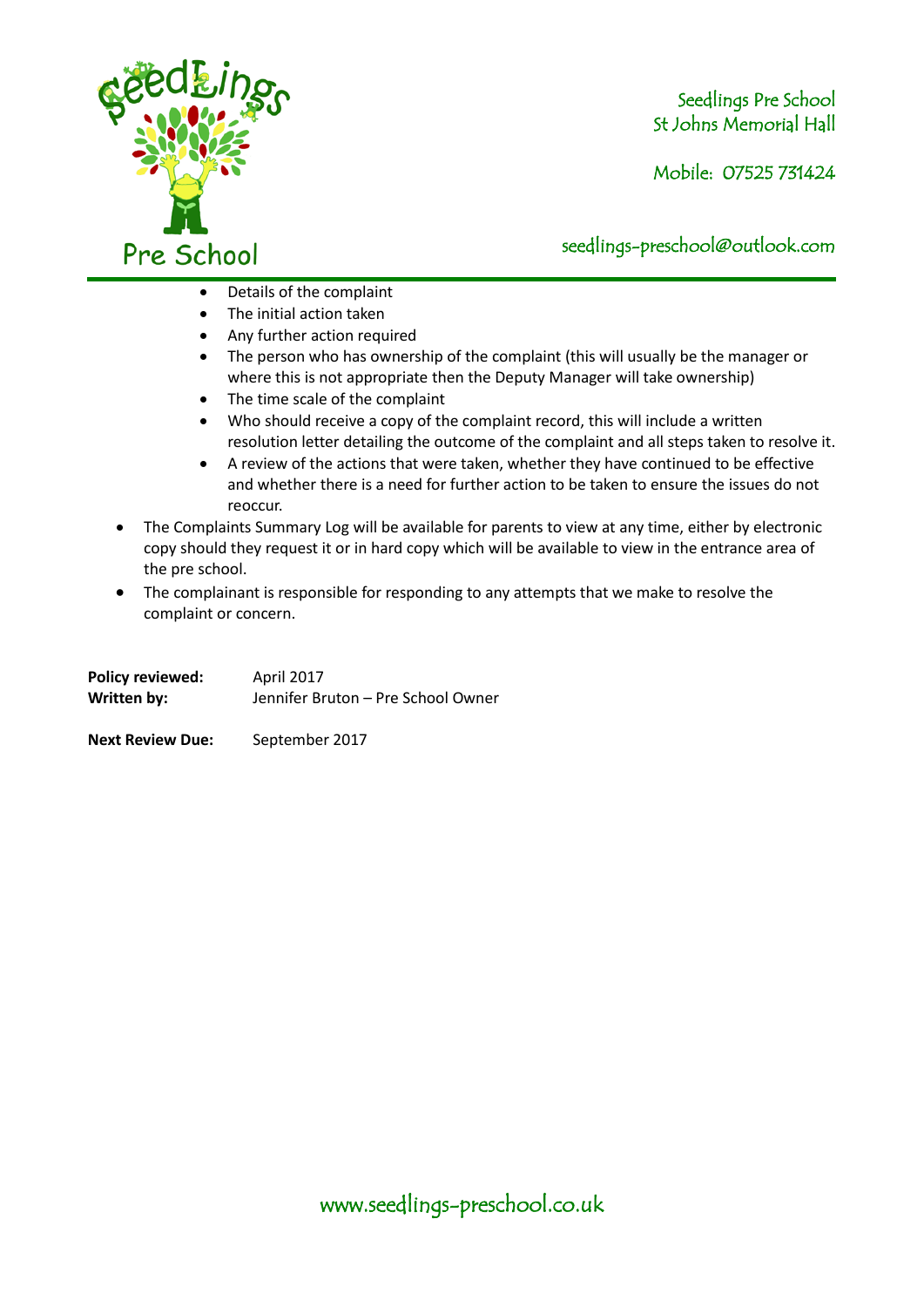- Details of the complaint
  - The initial action taken
  - Any further action required
  - The person who has ownership of the complaint (this will usually be the manager or where this is not appropriate then the Deputy Manager will take ownership)
  - The time scale of the complaint
  - Who should receive a copy of the complaint record, this will include a written resolution letter detailing the outcome of the complaint and all steps taken to resolve it.
  - A review of the actions that were taken, whether they have continued to be effective and whether there is a need for further action to be taken to ensure the issues do not reoccur.
- The Complaints Summary Log will be available for parents to view at any time, either by electronic copy should they request it or in hard copy which will be available to view in the entrance area of the pre school.
- The complainant is responsible for responding to any attempts that we make to resolve the complaint or concern.

**Policy reviewed:** April 2017
**Written by:** Jennifer Bruton – Pre School Owner

**Next Review Due:** September 2017